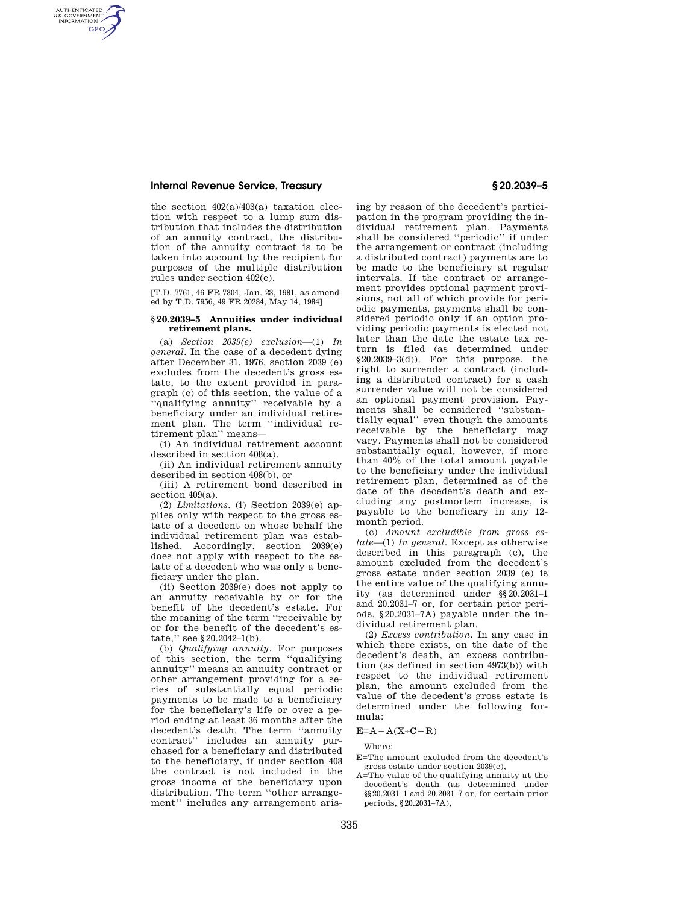the section 402(a)/403(a) taxation election with respect to a lump sum distribution that includes the distribution of an annuity contract, the distribution of the annuity contract is to be taken into account by the recipient for purposes of the multiple distribution rules under section 402(e).

[T.D. 7761, 46 FR 7304, Jan. 23, 1981, as amended by T.D. 7956, 49 FR 20284, May 14, 1984]

## § 20.2039–5 Annuities under individual retirement plans.

(a) *Section 2039(e) exclusion*—(1) *In general.* In the case of a decedent dying after December 31, 1976, section 2039 (e) excludes from the decedent's gross estate, to the extent provided in paragraph (c) of this section, the value of a "qualifying annuity" receivable by a beneficiary under an individual retirement plan. The term "individual retirement plan" means—

(i) An individual retirement account described in section 408(a).

(ii) An individual retirement annuity described in section 408(b), or

(iii) A retirement bond described in section 409(a).

(2) *Limitations.* (i) Section 2039(e) applies only with respect to the gross estate of a decedent on whose behalf the individual retirement plan was established. Accordingly, section 2039(e) does not apply with respect to the estate of a decedent who was only a beneficiary under the plan.

(ii) Section 2039(e) does not apply to an annuity receivable by or for the benefit of the decedent's estate. For the meaning of the term "receivable by or for the benefit of the decedent's estate," see § 20.2042–1(b).

(b) *Qualifying annuity.* For purposes of this section, the term "qualifying annuity" means an annuity contract or other arrangement providing for a series of substantially equal periodic payments to be made to a beneficiary for the beneficiary's life or over a period ending at least 36 months after the decedent's death. The term "annuity contract" includes an annuity purchased for a beneficiary and distributed to the beneficiary, if under section 408 the contract is not included in the gross income of the beneficiary upon distribution. The term "other arrangement" includes any arrangement arising by reason of the decedent's participation in the program providing the individual retirement plan. Payments shall be considered "periodic" if under the arrangement or contract (including a distributed contract) payments are to be made to the beneficiary at regular intervals. If the contract or arrangement provides optional payment provisions, not all of which provide for periodic payments, payments shall be considered periodic only if an option providing periodic payments is elected not later than the date the estate tax return is filed (as determined under § 20.2039–3(d)). For this purpose, the right to surrender a contract (including a distributed contract) for a cash surrender value will not be considered an optional payment provision. Payments shall be considered "substantially equal" even though the amounts receivable by the beneficiary may vary. Payments shall not be considered substantially equal, however, if more than 40% of the total amount payable to the beneficiary under the individual retirement plan, determined as of the date of the decedent's death and excluding any postmortem increase, is payable to the beneficary in any 12-month period.

(c) *Amount excludible from gross estate*—(1) *In general.* Except as otherwise described in this paragraph (c), the amount excluded from the decedent's gross estate under section 2039 (e) is the entire value of the qualifying annuity (as determined under §§ 20.2031–1 and 20.2031–7 or, for certain prior periods, § 20.2031–7A) payable under the individual retirement plan.

(2) *Excess contribution.* In any case in which there exists, on the date of the decedent's death, an excess contribution (as defined in section 4973(b)) with respect to the individual retirement plan, the amount excluded from the value of the decedent's gross estate is determined under the following formula:

$$E = A - A(X \div C - R)$$

Where:

E=The amount excluded from the decedent's gross estate under section 2039(e),

A=The value of the qualifying annuity at the decedent's death (as determined under §§ 20.2031–1 and 20.2031–7 or, for certain prior periods, § 20.2031–7A),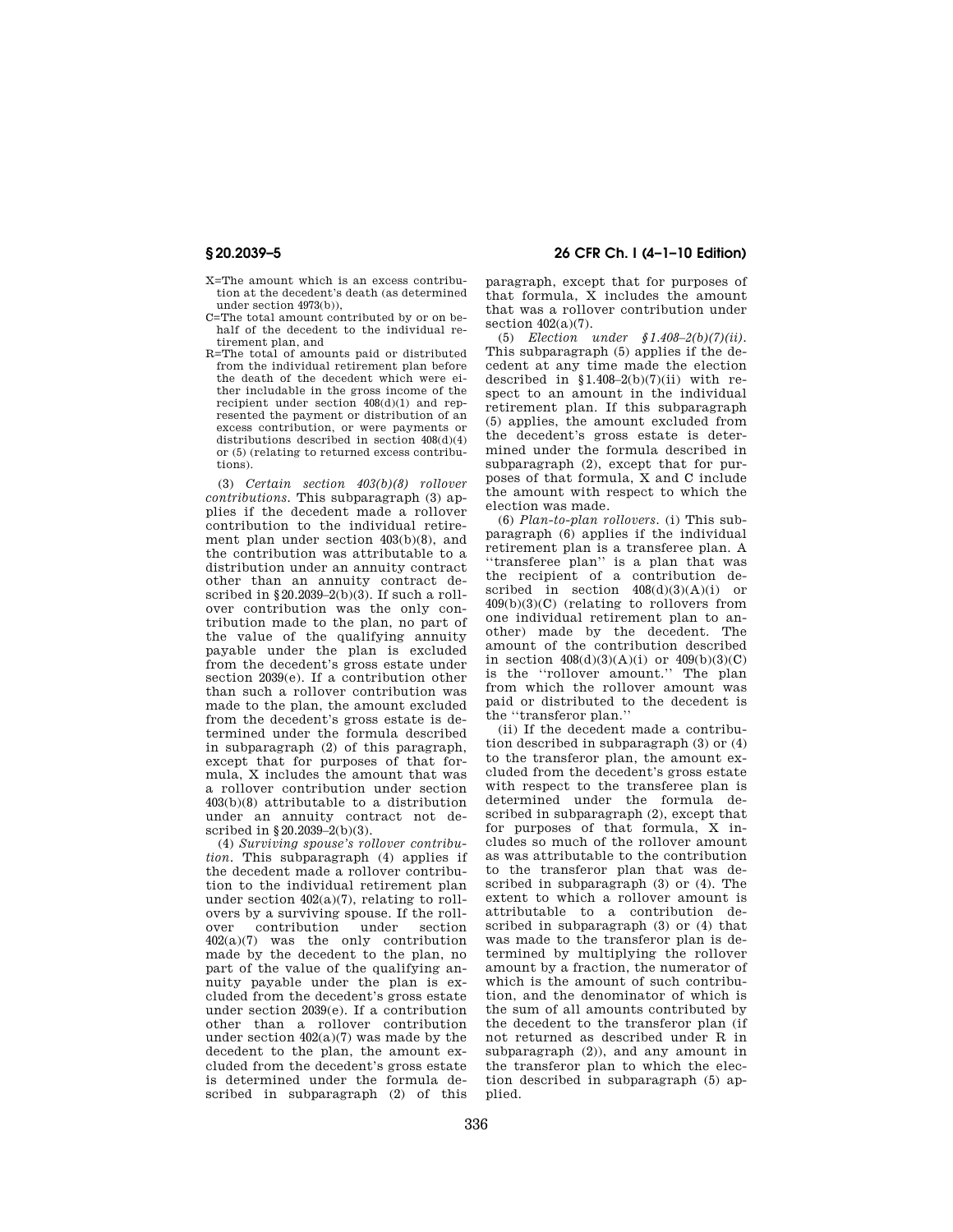X=The amount which is an excess contribution at the decedent's death (as determined under section 4973(b)),

C=The total amount contributed by or on behalf of the decedent to the individual retirement plan, and

R=The total of amounts paid or distributed from the individual retirement plan before the death of the decedent which were either includable in the gross income of the recipient under section 408(d)(1) and represented the payment or distribution of an excess contribution, or were payments or distributions described in section 408(d)(4) or (5) (relating to returned excess contributions).

(3) *Certain section 403(b)(8) rollover contributions.* This subparagraph (3) applies if the decedent made a rollover contribution to the individual retirement plan under section 403(b)(8), and the contribution was attributable to a distribution under an annuity contract other than an annuity contract described in §20.2039–2(b)(3). If such a rollover contribution was the only contribution made to the plan, no part of the value of the qualifying annuity payable under the plan is excluded from the decedent's gross estate under section 2039(e). If a contribution other than such a rollover contribution was made to the plan, the amount excluded from the decedent's gross estate is determined under the formula described in subparagraph (2) of this paragraph, except that for purposes of that formula, X includes the amount that was a rollover contribution under section 403(b)(8) attributable to a distribution under an annuity contract not described in §20.2039–2(b)(3).

(4) *Surviving spouse's rollover contribution.* This subparagraph (4) applies if the decedent made a rollover contribution to the individual retirement plan under section 402(a)(7), relating to rollovers by a surviving spouse. If the rollover contribution under section 402(a)(7) was the only contribution made by the decedent to the plan, no part of the value of the qualifying annuity payable under the plan is excluded from the decedent's gross estate under section 2039(e). If a contribution other than a rollover contribution under section 402(a)(7) was made by the decedent to the plan, the amount excluded from the decedent's gross estate is determined under the formula described in subparagraph (2) of this paragraph, except that for purposes of that formula, X includes the amount that was a rollover contribution under section 402(a)(7).

(5) *Election under §1.408–2(b)(7)(ii).* This subparagraph (5) applies if the decedent at any time made the election described in §1.408–2(b)(7)(ii) with respect to an amount in the individual retirement plan. If this subparagraph (5) applies, the amount excluded from the decedent's gross estate is determined under the formula described in subparagraph (2), except that for purposes of that formula, X and C include the amount with respect to which the election was made.

(6) *Plan-to-plan rollovers.* (i) This subparagraph (6) applies if the individual retirement plan is a transferee plan. A "transferee plan" is a plan that was the recipient of a contribution described in section 408(d)(3)(A)(i) or 409(b)(3)(C) (relating to rollovers from one individual retirement plan to another) made by the decedent. The amount of the contribution described in section 408(d)(3)(A)(i) or 409(b)(3)(C) is the "rollover amount." The plan from which the rollover amount was paid or distributed to the decedent is the "transferor plan."

(ii) If the decedent made a contribution described in subparagraph (3) or (4) to the transferor plan, the amount excluded from the decedent's gross estate with respect to the transferee plan is determined under the formula described in subparagraph (2), except that for purposes of that formula, X includes so much of the rollover amount as was attributable to the contribution to the transferor plan that was described in subparagraph (3) or (4). The extent to which a rollover amount is attributable to a contribution described in subparagraph (3) or (4) that was made to the transferor plan is determined by multiplying the rollover amount by a fraction, the numerator of which is the amount of such contribution, and the denominator of which is the sum of all amounts contributed by the decedent to the transferor plan (if not returned as described under R in subparagraph (2)), and any amount in the transferor plan to which the election described in subparagraph (5) applied.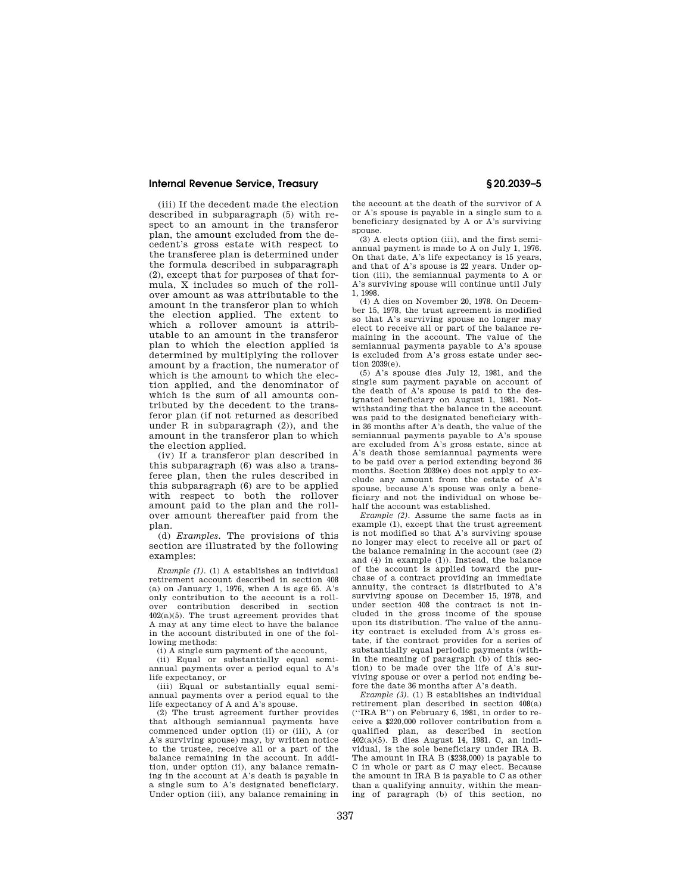(iii) If the decedent made the election described in subparagraph (5) with respect to an amount in the transferor plan, the amount excluded from the decedent's gross estate with respect to the transferee plan is determined under the formula described in subparagraph (2), except that for purposes of that formula, X includes so much of the rollover amount as was attributable to the amount in the transferor plan to which the election applied. The extent to which a rollover amount is attributable to an amount in the transferor plan to which the election applied is determined by multiplying the rollover amount by a fraction, the numerator of which is the amount to which the election applied, and the denominator of which is the sum of all amounts contributed by the decedent to the transferor plan (if not returned as described under R in subparagraph (2)), and the amount in the transferor plan to which the election applied.

(iv) If a transferor plan described in this subparagraph (6) was also a transferee plan, then the rules described in this subparagraph (6) are to be applied with respect to both the rollover amount paid to the plan and the rollover amount thereafter paid from the plan.

(d) *Examples.* The provisions of this section are illustrated by the following examples:

*Example (1).* (1) A establishes an individual retirement account described in section 408 (a) on January 1, 1976, when A is age 65. A's only contribution to the account is a rollover contribution described in section 402(a)(5). The trust agreement provides that A may at any time elect to have the balance in the account distributed in one of the following methods:

(i) A single sum payment of the account,

(ii) Equal or substantially equal semiannual payments over a period equal to A's life expectancy, or

(iii) Equal or substantially equal semiannual payments over a period equal to the life expectancy of A and A's spouse.

(2) The trust agreement further provides that although semiannual payments have commenced under option (ii) or (iii), A (or A's surviving spouse) may, by written notice to the trustee, receive all or a part of the balance remaining in the account. In addition, under option (ii), any balance remaining in the account at A's death is payable in a single sum to A's designated beneficiary. Under option (iii), any balance remaining in the account at the death of the survivor of A or A's spouse is payable in a single sum to a beneficiary designated by A or A's surviving spouse.

(3) A elects option (iii), and the first semiannual payment is made to A on July 1, 1976. On that date, A's life expectancy is 15 years, and that of A's spouse is 22 years. Under option (iii), the semiannual payments to A or A's surviving spouse will continue until July 1, 1998.

(4) A dies on November 20, 1978. On December 15, 1978, the trust agreement is modified so that A's surviving spouse no longer may elect to receive all or part of the balance remaining in the account. The value of the semiannual payments payable to A's spouse is excluded from A's gross estate under section 2039(e).

(5) A's spouse dies July 12, 1981, and the single sum payment payable on account of the death of A's spouse is paid to the designated beneficiary on August 1, 1981. Notwithstanding that the balance in the account was paid to the designated beneficiary within 36 months after A's death, the value of the semiannual payments payable to A's spouse are excluded from A's gross estate, since at A's death those semiannual payments were to be paid over a period extending beyond 36 months. Section 2039(e) does not apply to exclude any amount from the estate of A's spouse, because A's spouse was only a beneficiary and not the individual on whose behalf the account was established.

*Example (2).* Assume the same facts as in example (1), except that the trust agreement is not modified so that A's surviving spouse no longer may elect to receive all or part of the balance remaining in the account (see (2) and (4) in example (1)). Instead, the balance of the account is applied toward the purchase of a contract providing an immediate annuity, the contract is distributed to A's surviving spouse on December 15, 1978, and under section 408 the contract is not included in the gross income of the spouse upon its distribution. The value of the annuity contract is excluded from A's gross estate, if the contract provides for a series of substantially equal periodic payments (within the meaning of paragraph (b) of this section) to be made over the life of A's surviving spouse or over a period not ending before the date 36 months after A's death.

*Example (3).* (1) B establishes an individual retirement plan described in section 408(a) (''IRA B'') on February 6, 1981, in order to receive a $220,000 rollover contribution from a qualified plan, as described in section 402(a)(5). B dies August 14, 1981. C, an individual, is the sole beneficiary under IRA B. The amount in IRA B ($238,000) is payable to C in whole or part as C may elect. Because the amount in IRA B is payable to C as other than a qualifying annuity, within the meaning of paragraph (b) of this section, no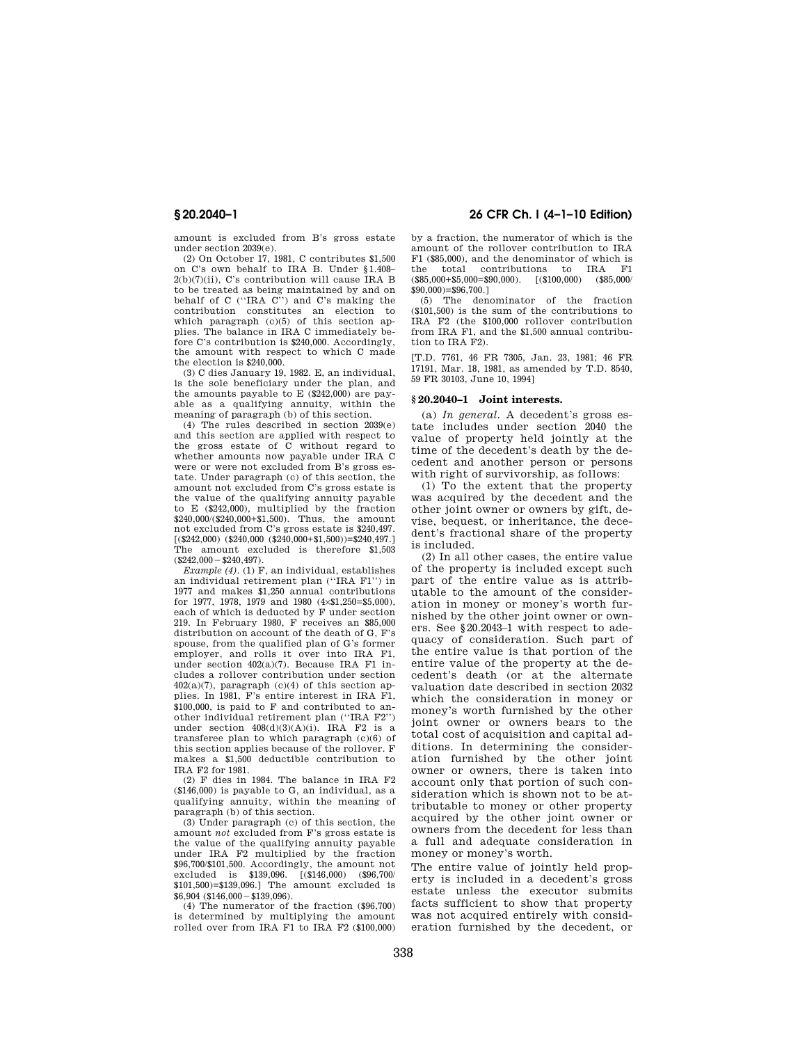amount is excluded from B's gross estate under section 2039(e).

(2) On October 17, 1981, C contributes $1,500 on C's own behalf to IRA B. Under §1.408–2(b)(7)(ii), C's contribution will cause IRA B to be treated as being maintained by and on behalf of C (''IRA C'') and C's making the contribution constitutes an election to which paragraph (c)(5) of this section applies. The balance in IRA C immediately before C's contribution is $240,000. Accordingly, the amount with respect to which C made the election is $240,000.

(3) C dies January 19, 1982. E, an individual, is the sole beneficiary under the plan, and the amounts payable to E ($242,000) are payable as a qualifying annuity, within the meaning of paragraph (b) of this section.

(4) The rules described in section 2039(e) and this section are applied with respect to the gross estate of C without regard to whether amounts now payable under IRA C were or were not excluded from B's gross estate. Under paragraph (c) of this section, the amount not excluded from C's gross estate is the value of the qualifying annuity payable to E ($242,000), multiplied by the fraction $240,000/($240,000+$1,500). Thus, the amount not excluded from C's gross estate is $240,497. [($242,000) ($240,000 ($240,000+$1,500))=$240,497.] The amount excluded is therefore $1,503 ($242,000 − $240,497).

*Example (4)*. (1) F, an individual, establishes an individual retirement plan (''IRA F1'') in 1977 and makes $1,250 annual contributions for 1977, 1978, 1979 and 1980 (4×$1,250=$5,000), each of which is deducted by F under section 219. In February 1980, F receives an $85,000 distribution on account of the death of G, F's spouse, from the qualified plan of G's former employer, and rolls it over into IRA F1, under section 402(a)(7). Because IRA F1 includes a rollover contribution under section 402(a)(7), paragraph (c)(4) of this section applies. In 1981, F's entire interest in IRA F1, $100,000, is paid to F and contributed to another individual retirement plan (''IRA F2'') under section 408(d)(3)(A)(i). IRA F2 is a transferee plan to which paragraph (c)(6) of this section applies because of the rollover. F makes a $1,500 deductible contribution to IRA F2 for 1981.

(2) F dies in 1984. The balance in IRA F2 ($146,000) is payable to G, an individual, as a qualifying annuity, within the meaning of paragraph (b) of this section.

(3) Under paragraph (c) of this section, the amount *not* excluded from F's gross estate is the value of the qualifying annuity payable under IRA F2 multiplied by the fraction $96,700/$101,500. Accordingly, the amount not excluded is $139,096. [($146,000) ($96,700/$101,500)=$139,096.] The amount excluded is $6,904 ($146,000 − $139,096).

(4) The numerator of the fraction ($96,700) is determined by multiplying the amount rolled over from IRA F1 to IRA F2 ($100,000) by a fraction, the numerator of which is the amount of the rollover contribution to IRA F1 ($85,000), and the denominator of which is the total contributions to IRA F1 ($85,000+$5,000=$90,000). [($100,000) ($85,000/$90,000)=$96,700.]

(5) The denominator of the fraction ($101,500) is the sum of the contributions to IRA F2 (the $100,000 rollover contribution from IRA F1, and the $1,500 annual contribution to IRA F2).

[T.D. 7761, 46 FR 7305, Jan. 23, 1981; 46 FR 17191, Mar. 18, 1981, as amended by T.D. 8540, 59 FR 30103, June 10, 1994]

## §20.2040–1 Joint interests.

(a) *In general.* A decedent's gross estate includes under section 2040 the value of property held jointly at the time of the decedent's death by the decedent and another person or persons with right of survivorship, as follows:

(1) To the extent that the property was acquired by the decedent and the other joint owner or owners by gift, devise, bequest, or inheritance, the decedent's fractional share of the property is included.

(2) In all other cases, the entire value of the property is included except such part of the entire value as is attributable to the amount of the consideration in money or money's worth furnished by the other joint owner or owners. See §20.2043–1 with respect to adequacy of consideration. Such part of the entire value is that portion of the entire value of the property at the decedent's death (or at the alternate valuation date described in section 2032 which the consideration in money or money's worth furnished by the other joint owner or owners bears to the total cost of acquisition and capital additions. In determining the consideration furnished by the other joint owner or owners, there is taken into account only that portion of such consideration which is shown not to be attributable to money or other property acquired by the other joint owner or owners from the decedent for less than a full and adequate consideration in money or money's worth.

The entire value of jointly held property is included in a decedent's gross estate unless the executor submits facts sufficient to show that property was not acquired entirely with consideration furnished by the decedent, or